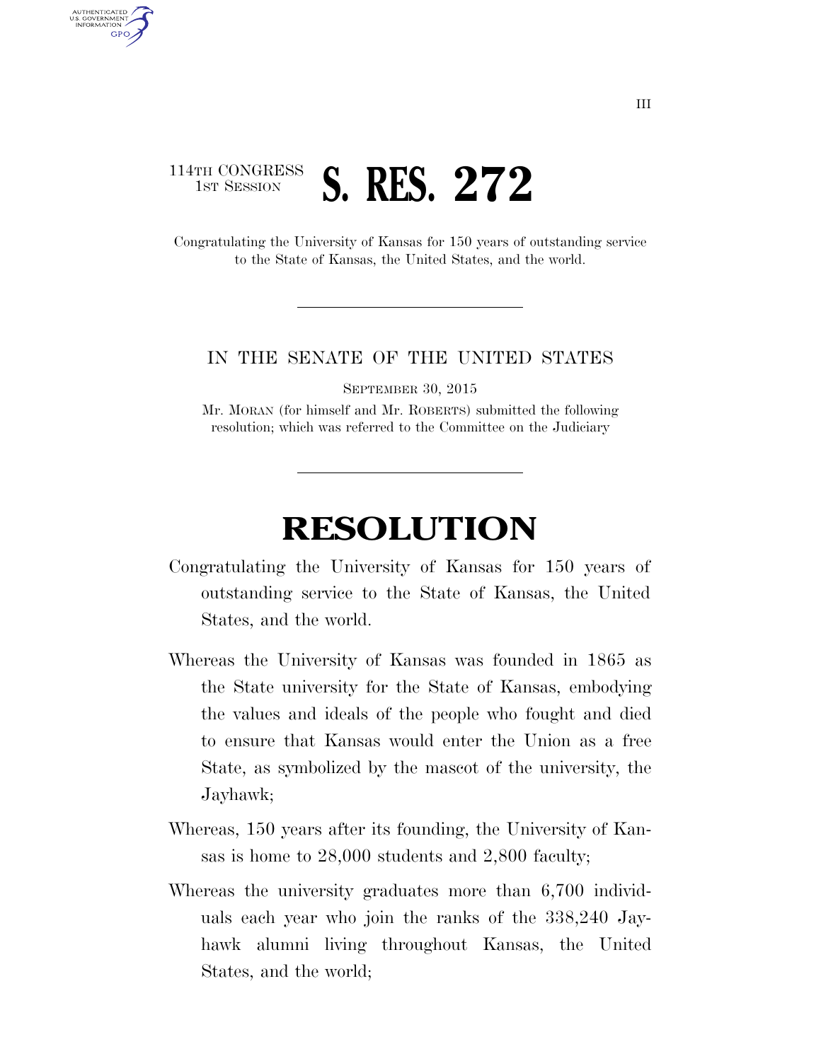114TH CONGRESS
1ST SESSION

# S. RES. 272

Congratulating the University of Kansas for 150 years of outstanding service to the State of Kansas, the United States, and the world.

IN THE SENATE OF THE UNITED STATES

SEPTEMBER 30, 2015

Mr. MORAN (for himself and Mr. ROBERTS) submitted the following resolution; which was referred to the Committee on the Judiciary

# RESOLUTION

Congratulating the University of Kansas for 150 years of outstanding service to the State of Kansas, the United States, and the world.

Whereas the University of Kansas was founded in 1865 as the State university for the State of Kansas, embodying the values and ideals of the people who fought and died to ensure that Kansas would enter the Union as a free State, as symbolized by the mascot of the university, the Jayhawk;

Whereas, 150 years after its founding, the University of Kansas is home to 28,000 students and 2,800 faculty;

Whereas the university graduates more than 6,700 individuals each year who join the ranks of the 338,240 Jayhawk alumni living throughout Kansas, the United States, and the world;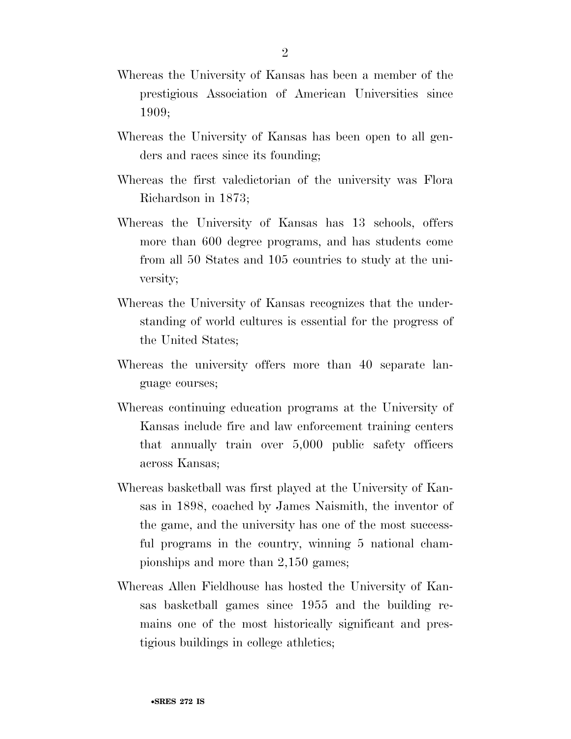Whereas the University of Kansas has been a member of the prestigious Association of American Universities since 1909;

Whereas the University of Kansas has been open to all genders and races since its founding;

Whereas the first valedictorian of the university was Flora Richardson in 1873;

Whereas the University of Kansas has 13 schools, offers more than 600 degree programs, and has students come from all 50 States and 105 countries to study at the university;

Whereas the University of Kansas recognizes that the understanding of world cultures is essential for the progress of the United States;

Whereas the university offers more than 40 separate language courses;

Whereas continuing education programs at the University of Kansas include fire and law enforcement training centers that annually train over 5,000 public safety officers across Kansas;

Whereas basketball was first played at the University of Kansas in 1898, coached by James Naismith, the inventor of the game, and the university has one of the most successful programs in the country, winning 5 national championships and more than 2,150 games;

Whereas Allen Fieldhouse has hosted the University of Kansas basketball games since 1955 and the building remains one of the most historically significant and prestigious buildings in college athletics;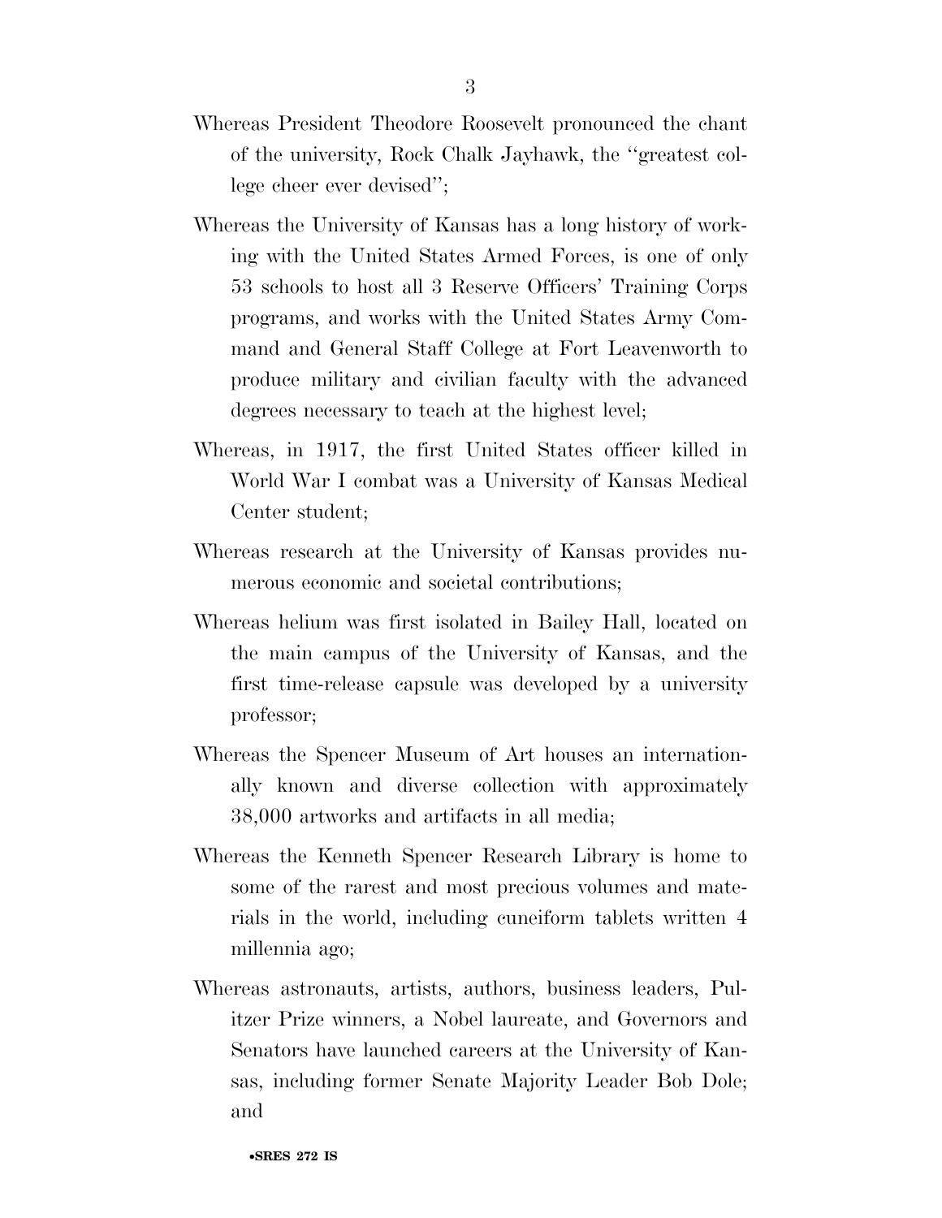Whereas President Theodore Roosevelt pronounced the chant of the university, Rock Chalk Jayhawk, the "greatest college cheer ever devised";

Whereas the University of Kansas has a long history of working with the United States Armed Forces, is one of only 53 schools to host all 3 Reserve Officers' Training Corps programs, and works with the United States Army Command and General Staff College at Fort Leavenworth to produce military and civilian faculty with the advanced degrees necessary to teach at the highest level;

Whereas, in 1917, the first United States officer killed in World War I combat was a University of Kansas Medical Center student;

Whereas research at the University of Kansas provides numerous economic and societal contributions;

Whereas helium was first isolated in Bailey Hall, located on the main campus of the University of Kansas, and the first time-release capsule was developed by a university professor;

Whereas the Spencer Museum of Art houses an internationally known and diverse collection with approximately 38,000 artworks and artifacts in all media;

Whereas the Kenneth Spencer Research Library is home to some of the rarest and most precious volumes and materials in the world, including cuneiform tablets written 4 millennia ago;

Whereas astronauts, artists, authors, business leaders, Pulitzer Prize winners, a Nobel laureate, and Governors and Senators have launched careers at the University of Kansas, including former Senate Majority Leader Bob Dole; and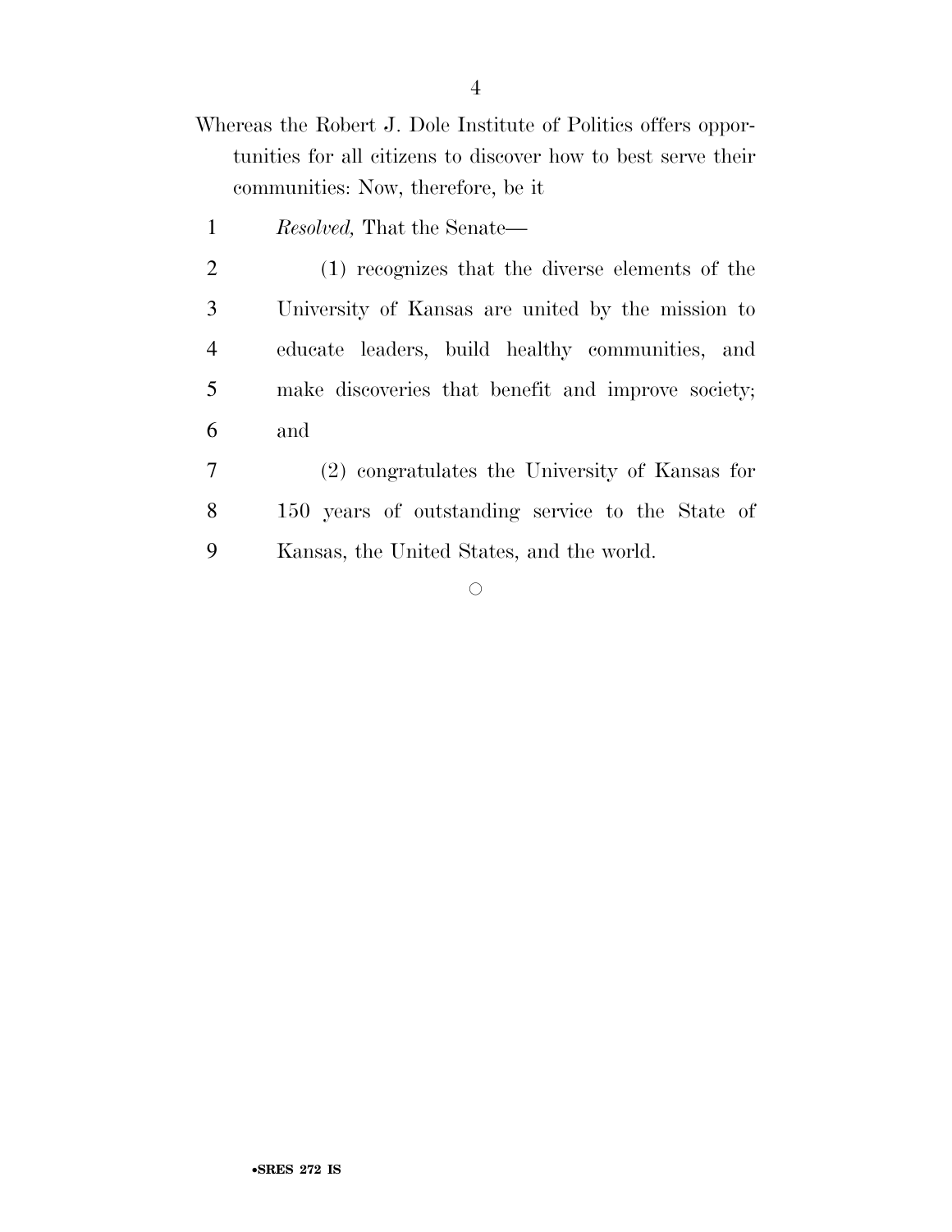Whereas the Robert J. Dole Institute of Politics offers opportunities for all citizens to discover how to best serve their communities: Now, therefore, be it

*Resolved,* That the Senate—

(1) recognizes that the diverse elements of the University of Kansas are united by the mission to educate leaders, build healthy communities, and make discoveries that benefit and improve society; and

(2) congratulates the University of Kansas for 150 years of outstanding service to the State of Kansas, the United States, and the world.